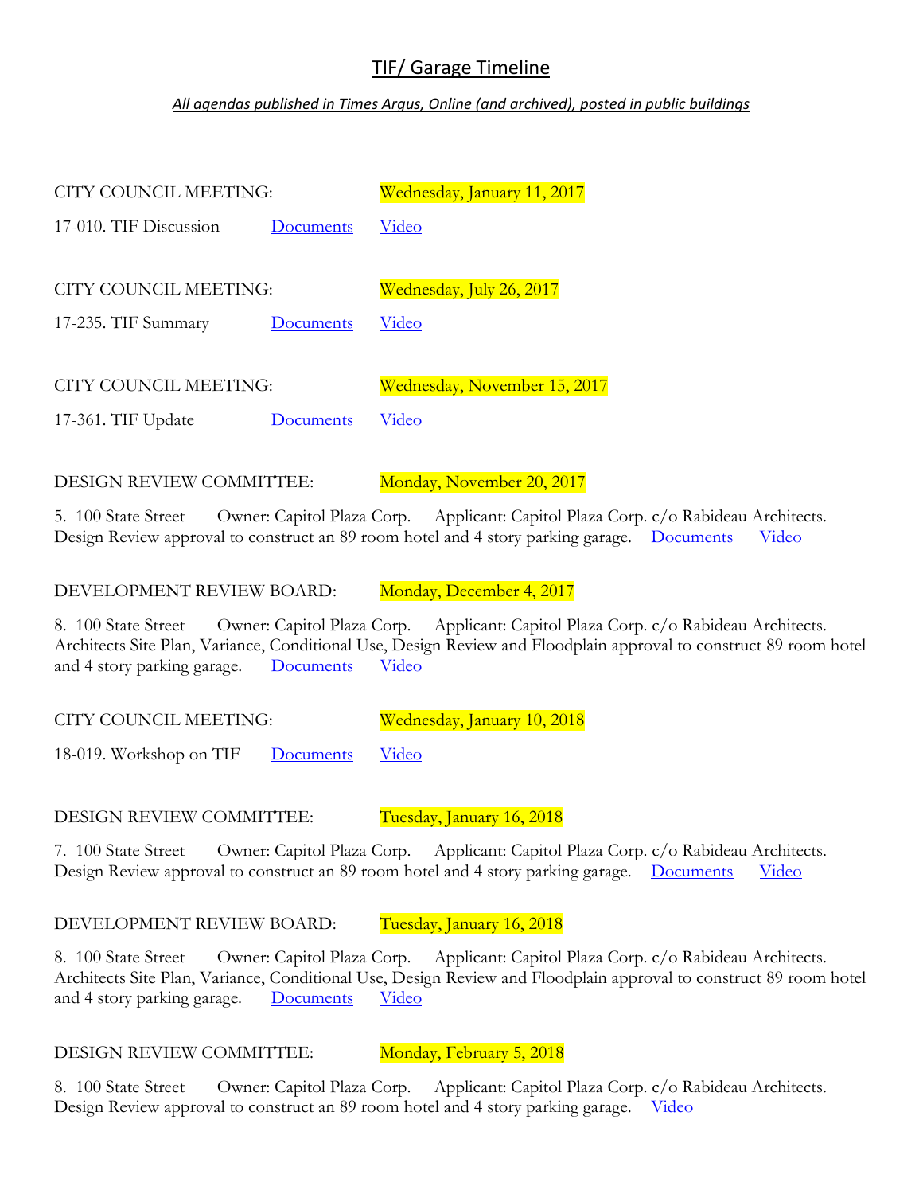# TIF/ Garage Timeline

*All agendas published in Times Argus, Online (and archived), posted in public buildings*

CITY COUNCIL MEETING: Wednesday, January 11, 2017

17-010. TIF Discussion Documents Video

CITY COUNCIL MEETING: Wednesday, July 26, 2017

17-235. TIF Summary Documents Video

CITY COUNCIL MEETING: Wednesday, November 15, 2017

17-361. TIF Update Documents Video

DESIGN REVIEW COMMITTEE: Monday, November 20, 2017

5. 100 State Street Owner: Capitol Plaza Corp. Applicant: Capitol Plaza Corp. c/o Rabideau Architects. Design Review approval to construct an 89 room hotel and 4 story parking garage. Documents Video

DEVELOPMENT REVIEW BOARD: Monday, December 4, 2017

8. 100 State Street Owner: Capitol Plaza Corp. Applicant: Capitol Plaza Corp. c/o Rabideau Architects. Architects Site Plan, Variance, Conditional Use, Design Review and Floodplain approval to construct 89 room hotel and 4 story parking garage. Documents Video

CITY COUNCIL MEETING: Wednesday, January 10, 2018

18-019. Workshop on TIF Documents Video

DESIGN REVIEW COMMITTEE: Tuesday, January 16, 2018

7. 100 State Street Owner: Capitol Plaza Corp. Applicant: Capitol Plaza Corp. c/o Rabideau Architects. Design Review approval to construct an 89 room hotel and 4 story parking garage. Documents Video

DEVELOPMENT REVIEW BOARD: Tuesday, January 16, 2018

8. 100 State Street Owner: Capitol Plaza Corp. Applicant: Capitol Plaza Corp. c/o Rabideau Architects. Architects Site Plan, Variance, Conditional Use, Design Review and Floodplain approval to construct 89 room hotel and 4 story parking garage. Documents Video

DESIGN REVIEW COMMITTEE: Monday, February 5, 2018

8. 100 State Street Owner: Capitol Plaza Corp. Applicant: Capitol Plaza Corp. c/o Rabideau Architects. Design Review approval to construct an 89 room hotel and 4 story parking garage. Video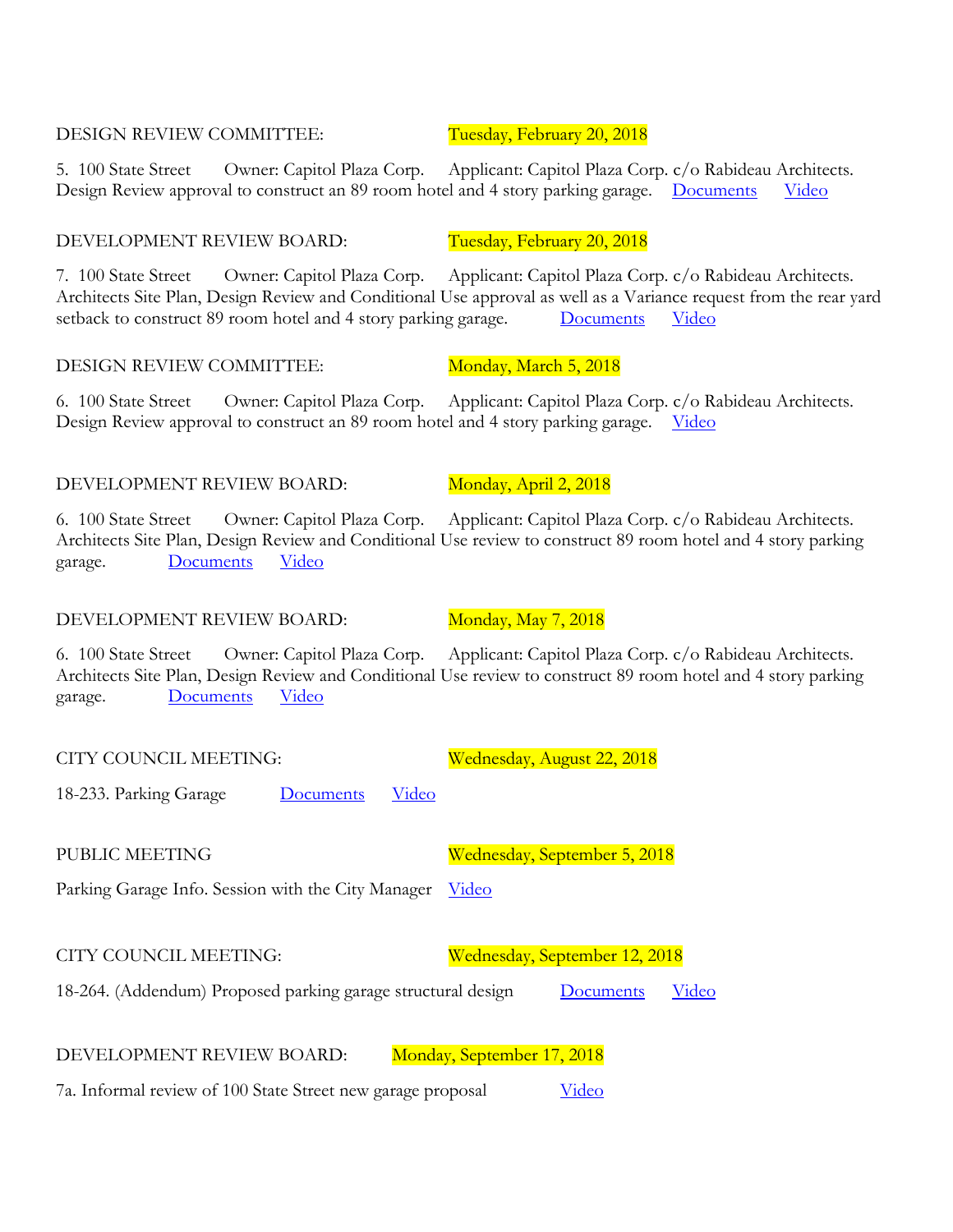DESIGN REVIEW COMMITTEE: Tuesday, February 20, 2018

5. 100 State Street Owner: Capitol Plaza Corp. Applicant: Capitol Plaza Corp. c/o Rabideau Architects. Design Review approval to construct an 89 room hotel and 4 story parking garage. Documents Video

DEVELOPMENT REVIEW BOARD: Tuesday, February 20, 2018

7. 100 State Street Owner: Capitol Plaza Corp. Applicant: Capitol Plaza Corp. c/o Rabideau Architects. Architects Site Plan, Design Review and Conditional Use approval as well as a Variance request from the rear yard setback to construct 89 room hotel and 4 story parking garage. Documents Video

DESIGN REVIEW COMMITTEE: Monday, March 5, 2018

6. 100 State Street Owner: Capitol Plaza Corp. Applicant: Capitol Plaza Corp. c/o Rabideau Architects. Design Review approval to construct an 89 room hotel and 4 story parking garage. Video

DEVELOPMENT REVIEW BOARD: Monday, April 2, 2018

6. 100 State Street Owner: Capitol Plaza Corp. Applicant: Capitol Plaza Corp. c/o Rabideau Architects. Architects Site Plan, Design Review and Conditional Use review to construct 89 room hotel and 4 story parking garage. Documents Video

DEVELOPMENT REVIEW BOARD: Monday, May 7, 2018

6. 100 State Street Owner: Capitol Plaza Corp. Applicant: Capitol Plaza Corp. c/o Rabideau Architects. Architects Site Plan, Design Review and Conditional Use review to construct 89 room hotel and 4 story parking garage. Documents Video

CITY COUNCIL MEETING: Wednesday, August 22, 2018

18-233. Parking Garage Documents Video

PUBLIC MEETING Wednesday, September 5, 2018

Parking Garage Info. Session with the City Manager Video

CITY COUNCIL MEETING: Wednesday, September 12, 2018

18-264. (Addendum) Proposed parking garage structural design Documents Video

DEVELOPMENT REVIEW BOARD: Monday, September 17, 2018

7a. Informal review of 100 State Street new garage proposal Video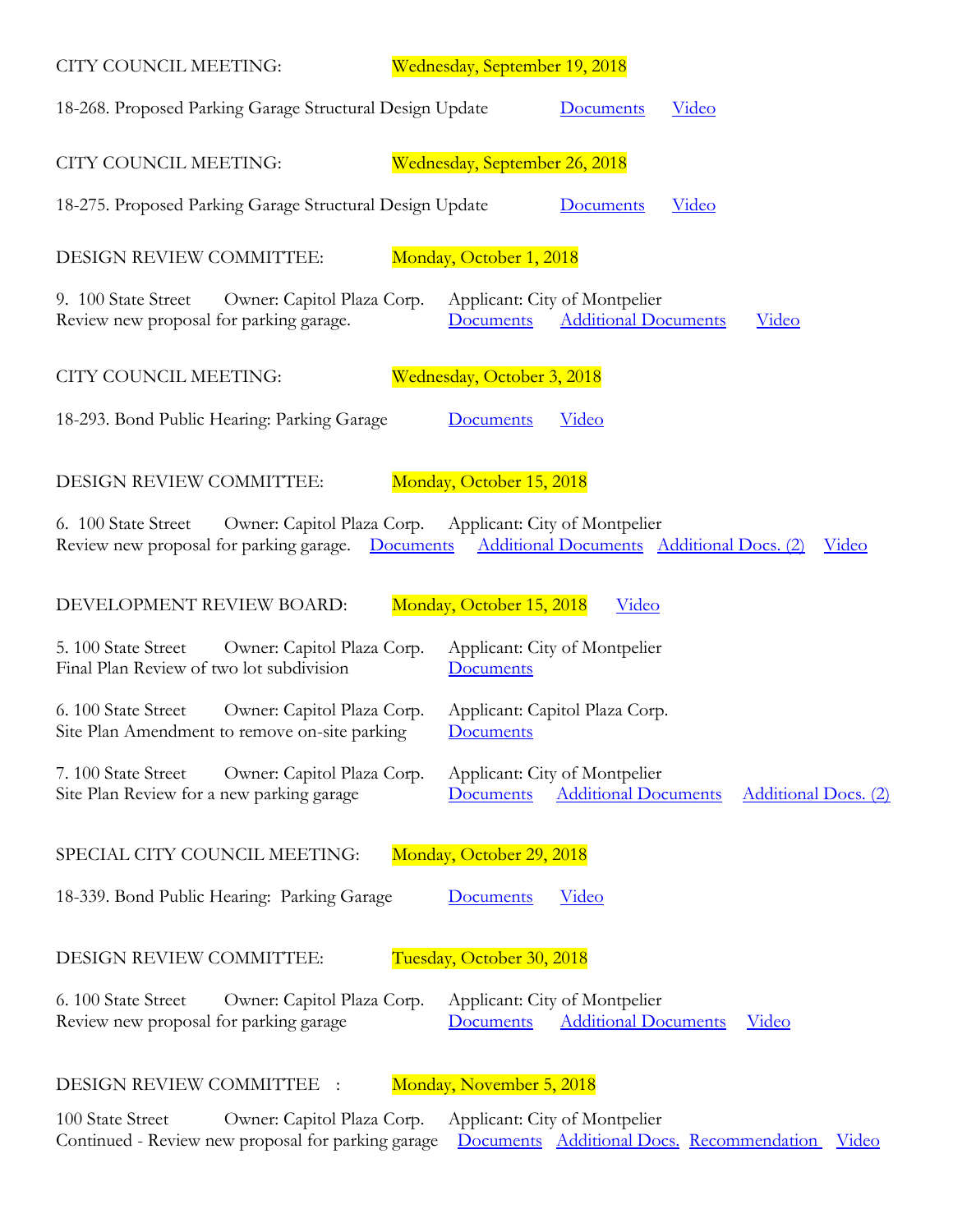CITY COUNCIL MEETING: Wednesday, September 19, 2018

18-268. Proposed Parking Garage Structural Design Update Documents Video

CITY COUNCIL MEETING: Wednesday, September 26, 2018

18-275. Proposed Parking Garage Structural Design Update Documents Video

DESIGN REVIEW COMMITTEE: Monday, October 1, 2018

9. 100 State Street Owner: Capitol Plaza Corp. Applicant: City of Montpelier
Review new proposal for parking garage. Documents Additional Documents Video

CITY COUNCIL MEETING: Wednesday, October 3, 2018

18-293. Bond Public Hearing: Parking Garage Documents Video

DESIGN REVIEW COMMITTEE: Monday, October 15, 2018

6. 100 State Street Owner: Capitol Plaza Corp. Applicant: City of Montpelier
Review new proposal for parking garage. Documents Additional Documents Additional Docs. (2) Video

DEVELOPMENT REVIEW BOARD: Monday, October 15, 2018 Video

5. 100 State Street Owner: Capitol Plaza Corp. Applicant: City of Montpelier
Final Plan Review of two lot subdivision Documents

6. 100 State Street Owner: Capitol Plaza Corp. Applicant: Capitol Plaza Corp.
Site Plan Amendment to remove on-site parking Documents

7. 100 State Street Owner: Capitol Plaza Corp. Applicant: City of Montpelier
Site Plan Review for a new parking garage Documents Additional Documents Additional Docs. (2)

SPECIAL CITY COUNCIL MEETING: Monday, October 29, 2018

18-339. Bond Public Hearing: Parking Garage Documents Video

DESIGN REVIEW COMMITTEE: Tuesday, October 30, 2018

6. 100 State Street Owner: Capitol Plaza Corp. Applicant: City of Montpelier
Review new proposal for parking garage Documents Additional Documents Video

DESIGN REVIEW COMMITTEE : Monday, November 5, 2018

100 State Street Owner: Capitol Plaza Corp. Applicant: City of Montpelier
Continued - Review new proposal for parking garage Documents Additional Docs. Recommendation Video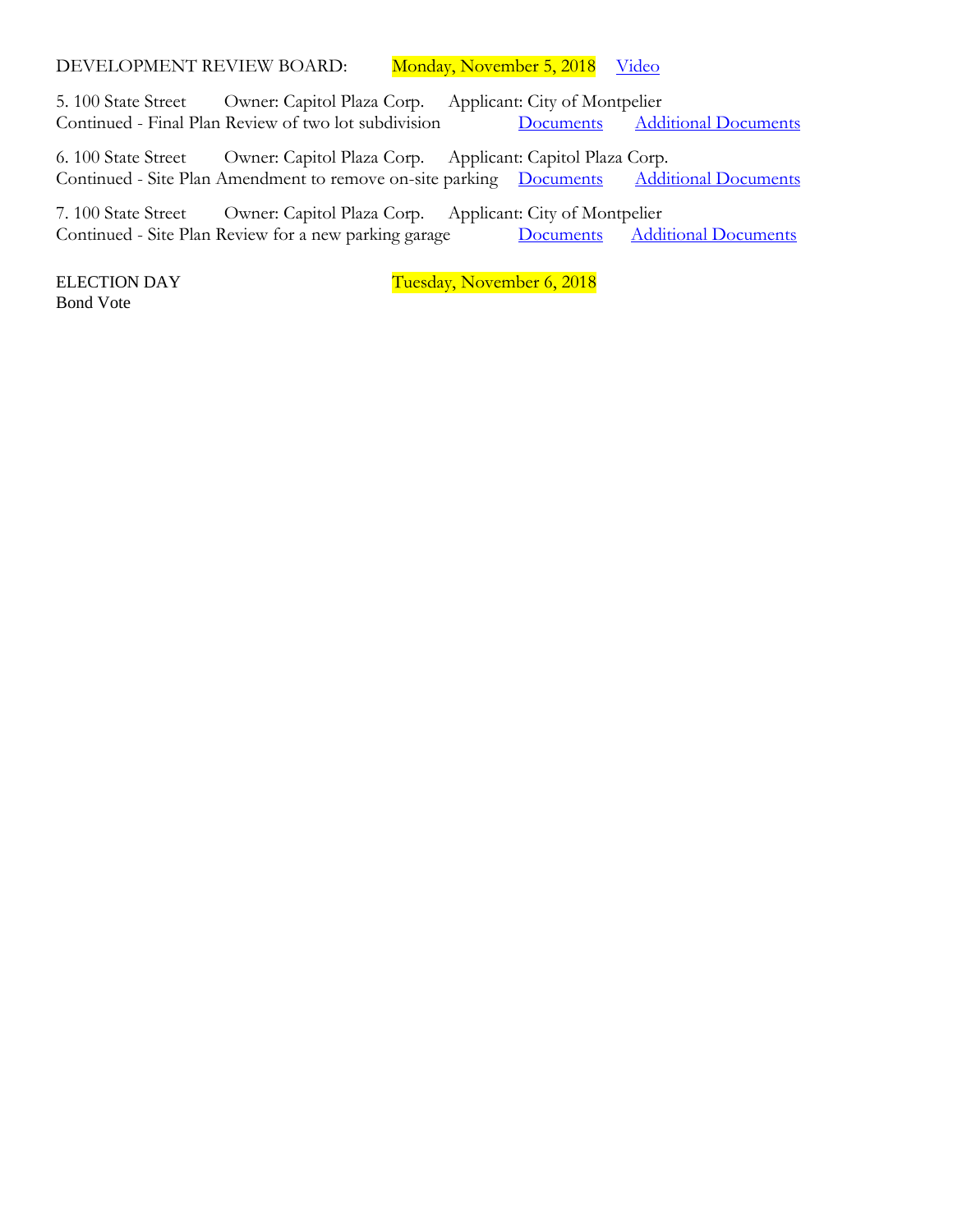DEVELOPMENT REVIEW BOARD: Monday, November 5, 2018 Video

5. 100 State Street Owner: Capitol Plaza Corp. Applicant: City of Montpelier
Continued - Final Plan Review of two lot subdivision Documents Additional Documents

6. 100 State Street Owner: Capitol Plaza Corp. Applicant: Capitol Plaza Corp.
Continued - Site Plan Amendment to remove on-site parking Documents Additional Documents

7. 100 State Street Owner: Capitol Plaza Corp. Applicant: City of Montpelier
Continued - Site Plan Review for a new parking garage Documents Additional Documents

ELECTION DAY Tuesday, November 6, 2018
Bond Vote